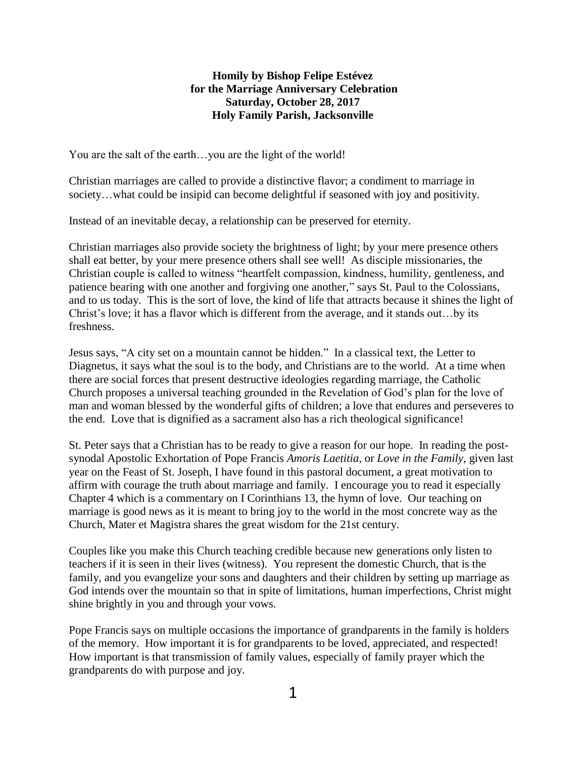**Homily by Bishop Felipe Estévez**
**for the Marriage Anniversary Celebration**
**Saturday, October 28, 2017**
**Holy Family Parish, Jacksonville**

You are the salt of the earth…you are the light of the world!

Christian marriages are called to provide a distinctive flavor; a condiment to marriage in society…what could be insipid can become delightful if seasoned with joy and positivity.

Instead of an inevitable decay, a relationship can be preserved for eternity.

Christian marriages also provide society the brightness of light; by your mere presence others shall eat better, by your mere presence others shall see well! As disciple missionaries, the Christian couple is called to witness "heartfelt compassion, kindness, humility, gentleness, and patience bearing with one another and forgiving one another," says St. Paul to the Colossians, and to us today. This is the sort of love, the kind of life that attracts because it shines the light of Christ's love; it has a flavor which is different from the average, and it stands out…by its freshness.

Jesus says, "A city set on a mountain cannot be hidden." In a classical text, the Letter to Diagnetus, it says what the soul is to the body, and Christians are to the world. At a time when there are social forces that present destructive ideologies regarding marriage, the Catholic Church proposes a universal teaching grounded in the Revelation of God's plan for the love of man and woman blessed by the wonderful gifts of children; a love that endures and perseveres to the end. Love that is dignified as a sacrament also has a rich theological significance!

St. Peter says that a Christian has to be ready to give a reason for our hope. In reading the post-synodal Apostolic Exhortation of Pope Francis *Amoris Laetitia*, or *Love in the Family*, given last year on the Feast of St. Joseph, I have found in this pastoral document, a great motivation to affirm with courage the truth about marriage and family. I encourage you to read it especially Chapter 4 which is a commentary on I Corinthians 13, the hymn of love. Our teaching on marriage is good news as it is meant to bring joy to the world in the most concrete way as the Church, Mater et Magistra shares the great wisdom for the 21st century.

Couples like you make this Church teaching credible because new generations only listen to teachers if it is seen in their lives (witness). You represent the domestic Church, that is the family, and you evangelize your sons and daughters and their children by setting up marriage as God intends over the mountain so that in spite of limitations, human imperfections, Christ might shine brightly in you and through your vows.

Pope Francis says on multiple occasions the importance of grandparents in the family is holders of the memory. How important it is for grandparents to be loved, appreciated, and respected! How important is that transmission of family values, especially of family prayer which the grandparents do with purpose and joy.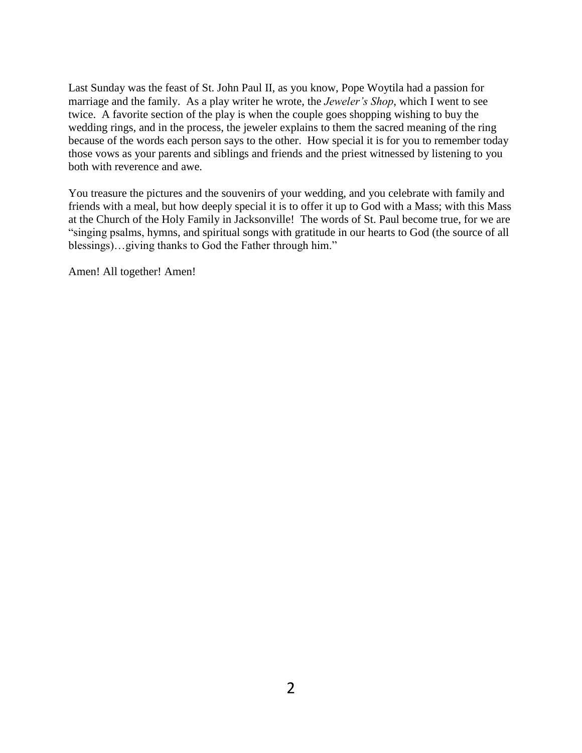Last Sunday was the feast of St. John Paul II, as you know, Pope Woytila had a passion for marriage and the family. As a play writer he wrote, the *Jeweler's Shop*, which I went to see twice. A favorite section of the play is when the couple goes shopping wishing to buy the wedding rings, and in the process, the jeweler explains to them the sacred meaning of the ring because of the words each person says to the other. How special it is for you to remember today those vows as your parents and siblings and friends and the priest witnessed by listening to you both with reverence and awe.

You treasure the pictures and the souvenirs of your wedding, and you celebrate with family and friends with a meal, but how deeply special it is to offer it up to God with a Mass; with this Mass at the Church of the Holy Family in Jacksonville! The words of St. Paul become true, for we are "singing psalms, hymns, and spiritual songs with gratitude in our hearts to God (the source of all blessings)…giving thanks to God the Father through him."

Amen! All together! Amen!